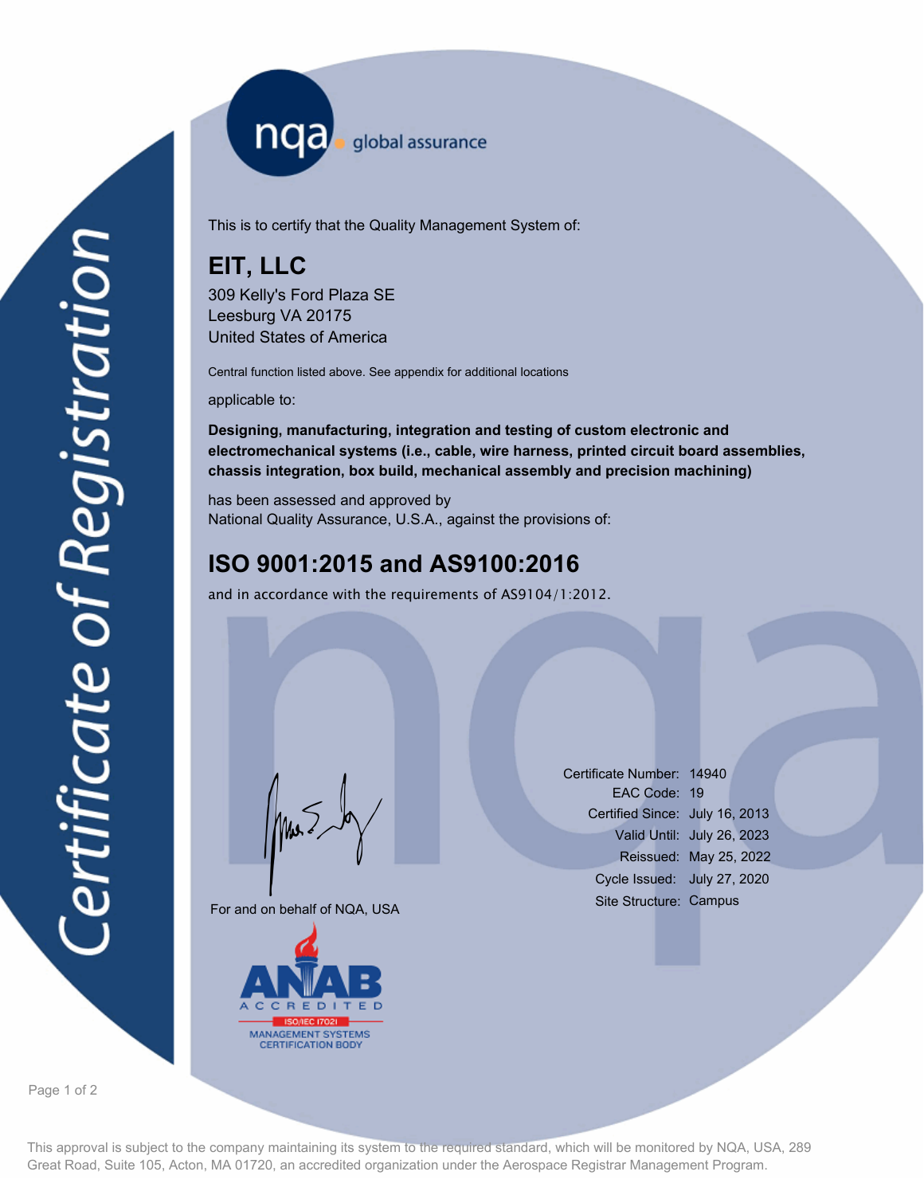Certificate of Registration

nqa global assurance

This is to certify that the Quality Management System of:

# EIT, LLC

309 Kelly's Ford Plaza SE
Leesburg VA 20175
United States of America

Central function listed above. See appendix for additional locations

applicable to:

**Designing, manufacturing, integration and testing of custom electronic and electromechanical systems (i.e., cable, wire harness, printed circuit board assemblies, chassis integration, box build, mechanical assembly and precision machining)**

has been assessed and approved by
National Quality Assurance, U.S.A., against the provisions of:

## ISO 9001:2015 and AS9100:2016

and in accordance with the requirements of AS9104/1:2012.

| | |
|---|---|
| Certificate Number: | 14940 |
| EAC Code: | 19 |
| Certified Since: | July 16, 2013 |
| Valid Until: | July 26, 2023 |
| Reissued: | May 25, 2022 |
| Cycle Issued: | July 27, 2020 |
| Site Structure: | Campus |

For and on behalf of NQA, USA

ANAB ACCREDITED ISO/IEC 17021 MANAGEMENT SYSTEMS CERTIFICATION BODY

This approval is subject to the company maintaining its system to the required standard, which will be monitored by NQA, USA, 289 Great Road, Suite 105, Acton, MA 01720, an accredited organization under the Aerospace Registrar Management Program.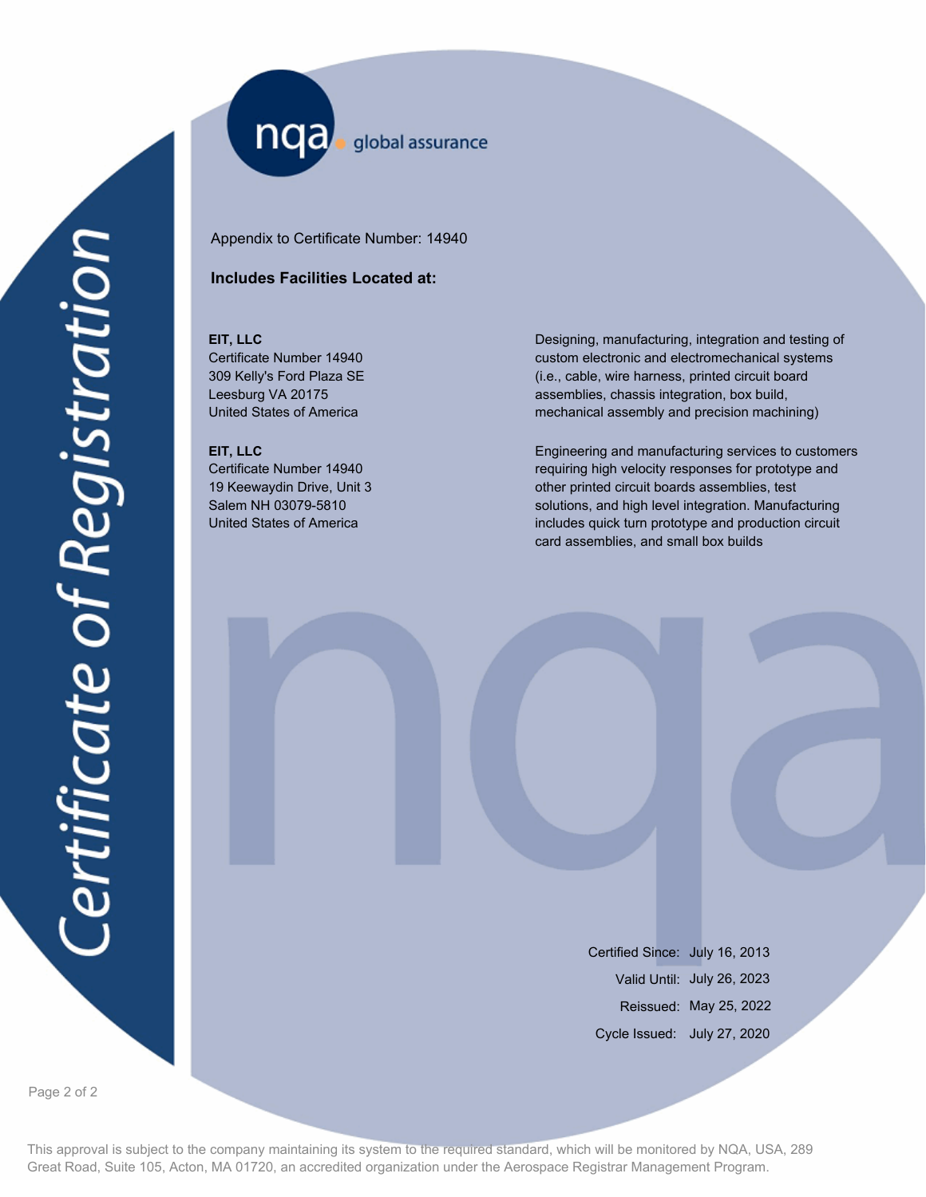nqa global assurance

# Certificate of Registration

Appendix to Certificate Number: 14940

**Includes Facilities Located at:**

**EIT, LLC**
Certificate Number 14940
309 Kelly's Ford Plaza SE
Leesburg VA 20175
United States of America

Designing, manufacturing, integration and testing of custom electronic and electromechanical systems (i.e., cable, wire harness, printed circuit board assemblies, chassis integration, box build, mechanical assembly and precision machining)

**EIT, LLC**
Certificate Number 14940
19 Keewaydin Drive, Unit 3
Salem NH 03079-5810
United States of America

Engineering and manufacturing services to customers requiring high velocity responses for prototype and other printed circuit boards assemblies, test solutions, and high level integration. Manufacturing includes quick turn prototype and production circuit card assemblies, and small box builds

Certified Since: July 16, 2013
Valid Until: July 26, 2023
Reissued: May 25, 2022
Cycle Issued: July 27, 2020

This approval is subject to the company maintaining its system to the required standard, which will be monitored by NQA, USA, 289 Great Road, Suite 105, Acton, MA 01720, an accredited organization under the Aerospace Registrar Management Program.